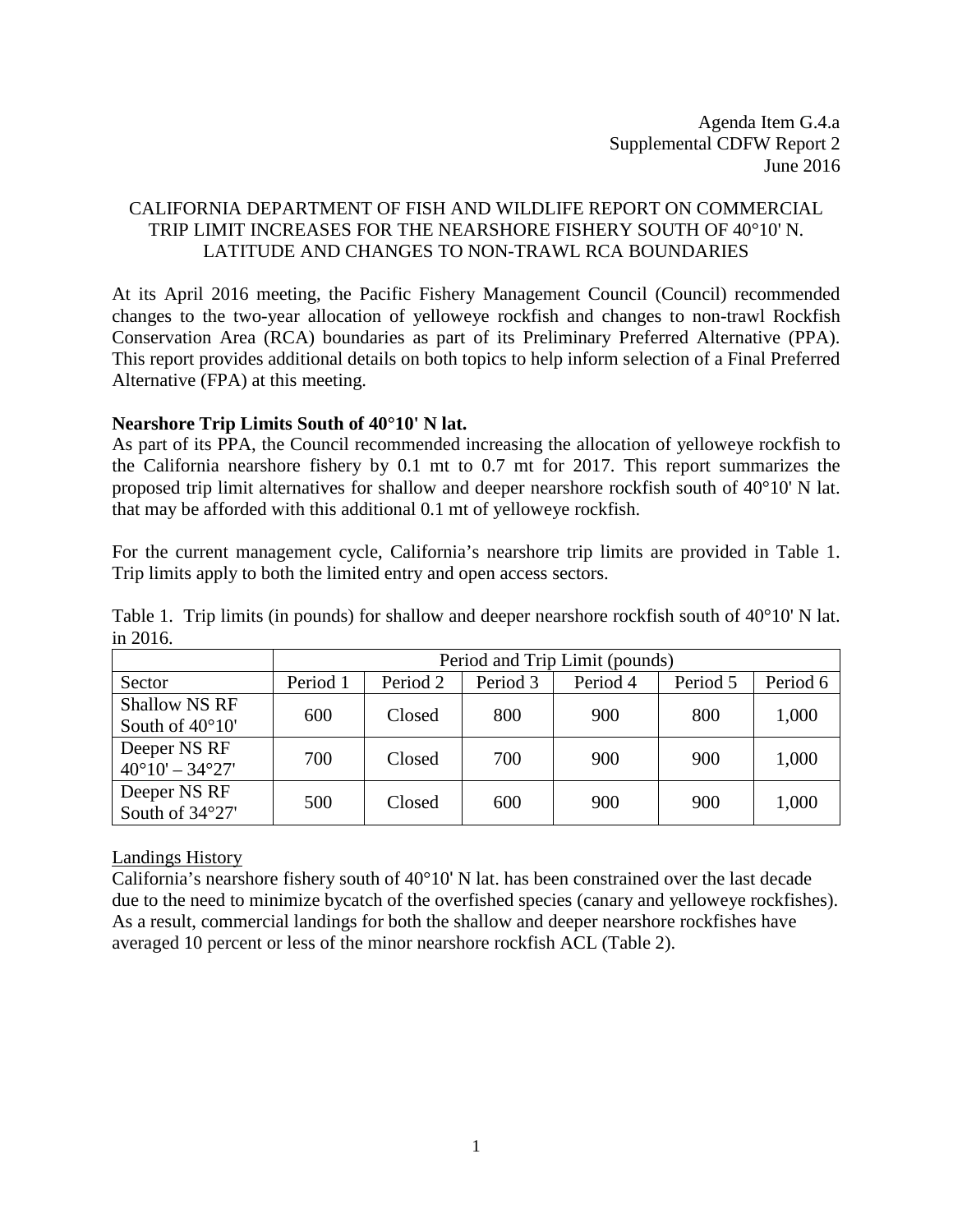Agenda Item G.4.a
Supplemental CDFW Report 2
June 2016

# CALIFORNIA DEPARTMENT OF FISH AND WILDLIFE REPORT ON COMMERCIAL TRIP LIMIT INCREASES FOR THE NEARSHORE FISHERY SOUTH OF 40°10' N. LATITUDE AND CHANGES TO NON-TRAWL RCA BOUNDARIES

At its April 2016 meeting, the Pacific Fishery Management Council (Council) recommended changes to the two-year allocation of yelloweye rockfish and changes to non-trawl Rockfish Conservation Area (RCA) boundaries as part of its Preliminary Preferred Alternative (PPA). This report provides additional details on both topics to help inform selection of a Final Preferred Alternative (FPA) at this meeting.

**Nearshore Trip Limits South of 40°10' N lat.**

As part of its PPA, the Council recommended increasing the allocation of yelloweye rockfish to the California nearshore fishery by 0.1 mt to 0.7 mt for 2017. This report summarizes the proposed trip limit alternatives for shallow and deeper nearshore rockfish south of 40°10' N lat. that may be afforded with this additional 0.1 mt of yelloweye rockfish.

For the current management cycle, California's nearshore trip limits are provided in Table 1. Trip limits apply to both the limited entry and open access sectors.

Table 1. Trip limits (in pounds) for shallow and deeper nearshore rockfish south of 40°10' N lat. in 2016.

| | Period and Trip Limit (pounds) | | | | | |
|---|---|---|---|---|---|---|
| Sector | Period 1 | Period 2 | Period 3 | Period 4 | Period 5 | Period 6 |
| Shallow NS RF South of 40°10' | 600 | Closed | 800 | 900 | 800 | 1,000 |
| Deeper NS RF 40°10' – 34°27' | 700 | Closed | 700 | 900 | 900 | 1,000 |
| Deeper NS RF South of 34°27' | 500 | Closed | 600 | 900 | 900 | 1,000 |

<u>Landings History</u>

California's nearshore fishery south of 40°10' N lat. has been constrained over the last decade due to the need to minimize bycatch of the overfished species (canary and yelloweye rockfishes). As a result, commercial landings for both the shallow and deeper nearshore rockfishes have averaged 10 percent or less of the minor nearshore rockfish ACL (Table 2).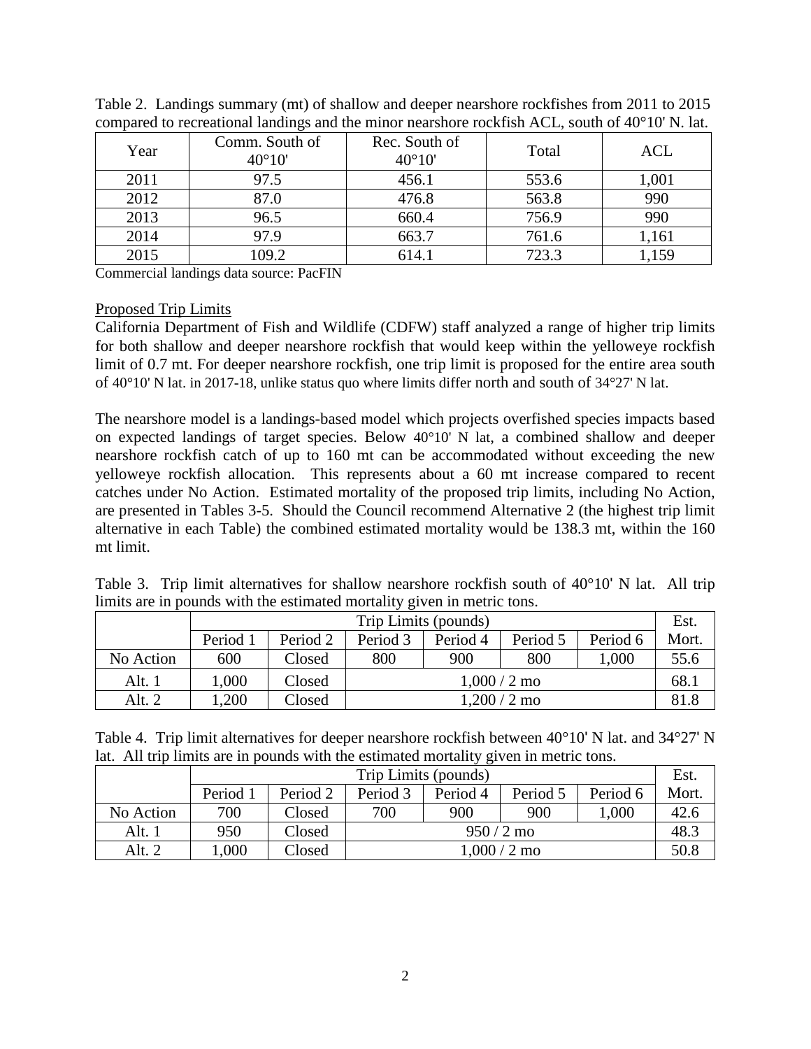Table 2. Landings summary (mt) of shallow and deeper nearshore rockfishes from 2011 to 2015 compared to recreational landings and the minor nearshore rockfish ACL, south of 40°10' N. lat.

| Year | Comm. South of 40°10' | Rec. South of 40°10' | Total | ACL |
|---|---|---|---|---|
| 2011 | 97.5 | 456.1 | 553.6 | 1,001 |
| 2012 | 87.0 | 476.8 | 563.8 | 990 |
| 2013 | 96.5 | 660.4 | 756.9 | 990 |
| 2014 | 97.9 | 663.7 | 761.6 | 1,161 |
| 2015 | 109.2 | 614.1 | 723.3 | 1,159 |

Commercial landings data source: PacFIN

Proposed Trip Limits

California Department of Fish and Wildlife (CDFW) staff analyzed a range of higher trip limits for both shallow and deeper nearshore rockfish that would keep within the yelloweye rockfish limit of 0.7 mt. For deeper nearshore rockfish, one trip limit is proposed for the entire area south of 40°10' N lat. in 2017-18, unlike status quo where limits differ north and south of 34°27' N lat.

The nearshore model is a landings-based model which projects overfished species impacts based on expected landings of target species. Below 40°10' N lat, a combined shallow and deeper nearshore rockfish catch of up to 160 mt can be accommodated without exceeding the new yelloweye rockfish allocation. This represents about a 60 mt increase compared to recent catches under No Action. Estimated mortality of the proposed trip limits, including No Action, are presented in Tables 3-5. Should the Council recommend Alternative 2 (the highest trip limit alternative in each Table) the combined estimated mortality would be 138.3 mt, within the 160 mt limit.

Table 3. Trip limit alternatives for shallow nearshore rockfish south of 40°10' N lat. All trip limits are in pounds with the estimated mortality given in metric tons.

| | Trip Limits (pounds) | | | | | | Est. |
|---|---|---|---|---|---|---|---|
| | Period 1 | Period 2 | Period 3 | Period 4 | Period 5 | Period 6 | Mort. |
| No Action | 600 | Closed | 800 | 900 | 800 | 1,000 | 55.6 |
| Alt. 1 | 1,000 | Closed | 1,000 / 2 mo | | | | 68.1 |
| Alt. 2 | 1,200 | Closed | 1,200 / 2 mo | | | | 81.8 |

Table 4. Trip limit alternatives for deeper nearshore rockfish between 40°10' N lat. and 34°27' N lat. All trip limits are in pounds with the estimated mortality given in metric tons.

| | Trip Limits (pounds) | | | | | | Est. |
|---|---|---|---|---|---|---|---|
| | Period 1 | Period 2 | Period 3 | Period 4 | Period 5 | Period 6 | Mort. |
| No Action | 700 | Closed | 700 | 900 | 900 | 1,000 | 42.6 |
| Alt. 1 | 950 | Closed | 950 / 2 mo | | | | 48.3 |
| Alt. 2 | 1,000 | Closed | 1,000 / 2 mo | | | | 50.8 |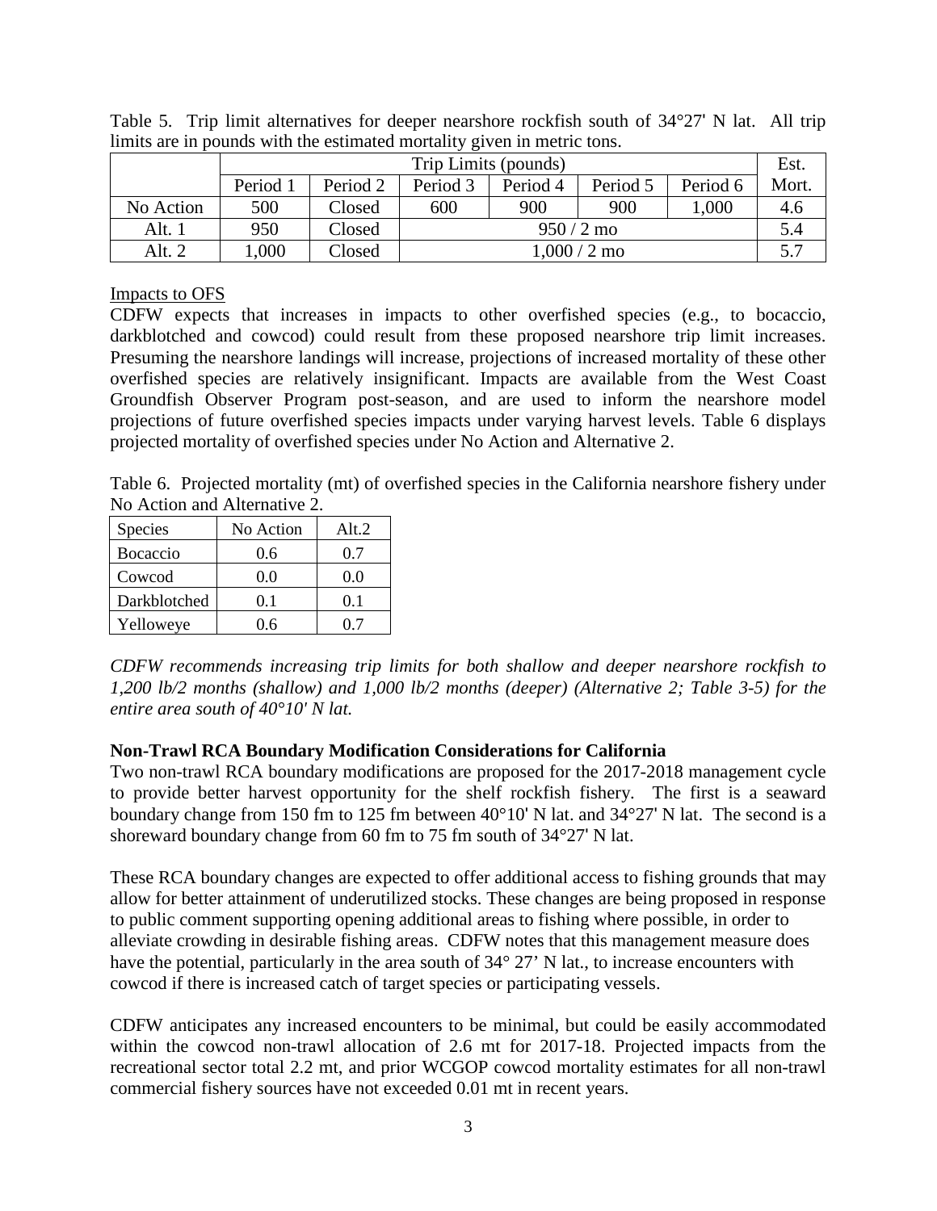Table 5. Trip limit alternatives for deeper nearshore rockfish south of 34°27' N lat. All trip limits are in pounds with the estimated mortality given in metric tons.

| | Trip Limits (pounds) | | | | | | Est. |
|---|---|---|---|---|---|---|---|
| | Period 1 | Period 2 | Period 3 | Period 4 | Period 5 | Period 6 | Mort. |
| No Action | 500 | Closed | 600 | 900 | 900 | 1,000 | 4.6 |
| Alt. 1 | 950 | Closed | 950 / 2 mo | | | | 5.4 |
| Alt. 2 | 1,000 | Closed | 1,000 / 2 mo | | | | 5.7 |

Impacts to OFS

CDFW expects that increases in impacts to other overfished species (e.g., to bocaccio, darkblotched and cowcod) could result from these proposed nearshore trip limit increases. Presuming the nearshore landings will increase, projections of increased mortality of these other overfished species are relatively insignificant. Impacts are available from the West Coast Groundfish Observer Program post-season, and are used to inform the nearshore model projections of future overfished species impacts under varying harvest levels. Table 6 displays projected mortality of overfished species under No Action and Alternative 2.

Table 6. Projected mortality (mt) of overfished species in the California nearshore fishery under No Action and Alternative 2.

| Species | No Action | Alt.2 |
|---|---|---|
| Bocaccio | 0.6 | 0.7 |
| Cowcod | 0.0 | 0.0 |
| Darkblotched | 0.1 | 0.1 |
| Yelloweye | 0.6 | 0.7 |

*CDFW recommends increasing trip limits for both shallow and deeper nearshore rockfish to 1,200 lb/2 months (shallow) and 1,000 lb/2 months (deeper) (Alternative 2; Table 3-5) for the entire area south of 40°10' N lat.*

**Non-Trawl RCA Boundary Modification Considerations for California**

Two non-trawl RCA boundary modifications are proposed for the 2017-2018 management cycle to provide better harvest opportunity for the shelf rockfish fishery. The first is a seaward boundary change from 150 fm to 125 fm between 40°10' N lat. and 34°27' N lat. The second is a shoreward boundary change from 60 fm to 75 fm south of 34°27' N lat.

These RCA boundary changes are expected to offer additional access to fishing grounds that may allow for better attainment of underutilized stocks. These changes are being proposed in response to public comment supporting opening additional areas to fishing where possible, in order to alleviate crowding in desirable fishing areas. CDFW notes that this management measure does have the potential, particularly in the area south of 34° 27' N lat., to increase encounters with cowcod if there is increased catch of target species or participating vessels.

CDFW anticipates any increased encounters to be minimal, but could be easily accommodated within the cowcod non-trawl allocation of 2.6 mt for 2017-18. Projected impacts from the recreational sector total 2.2 mt, and prior WCGOP cowcod mortality estimates for all non-trawl commercial fishery sources have not exceeded 0.01 mt in recent years.